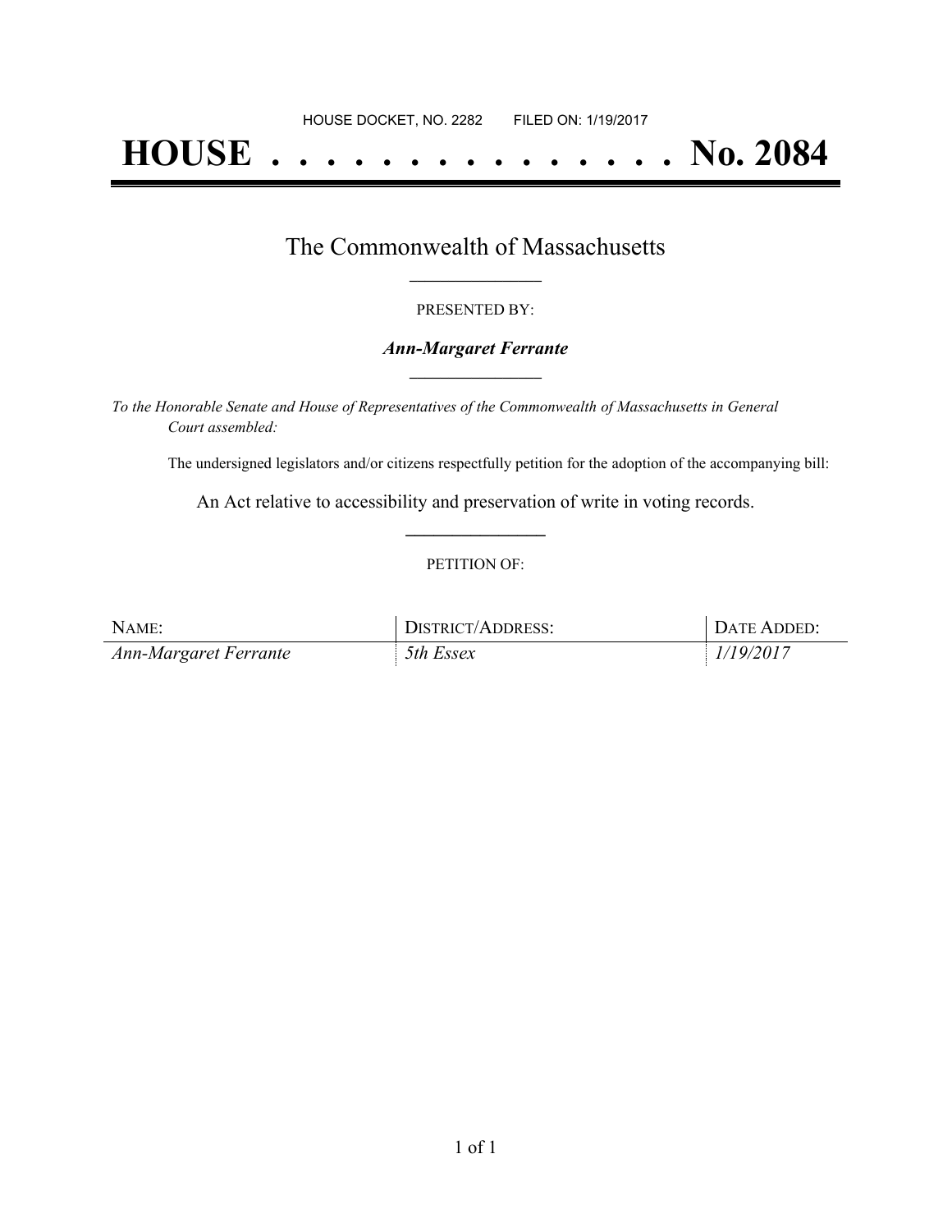HOUSE DOCKET, NO. 2282 FILED ON: 1/19/2017

# HOUSE . . . . . . . . . . . . . . . No. 2084

## The Commonwealth of Massachusetts

PRESENTED BY:

***Ann-Margaret Ferrante***

*To the Honorable Senate and House of Representatives of the Commonwealth of Massachusetts in General Court assembled:*

The undersigned legislators and/or citizens respectfully petition for the adoption of the accompanying bill:

An Act relative to accessibility and preservation of write in voting records.

PETITION OF:

| NAME: | DISTRICT/ADDRESS: | DATE ADDED: |
| --- | --- | --- |
| *Ann-Margaret Ferrante* | *5th Essex* | *1/19/2017* |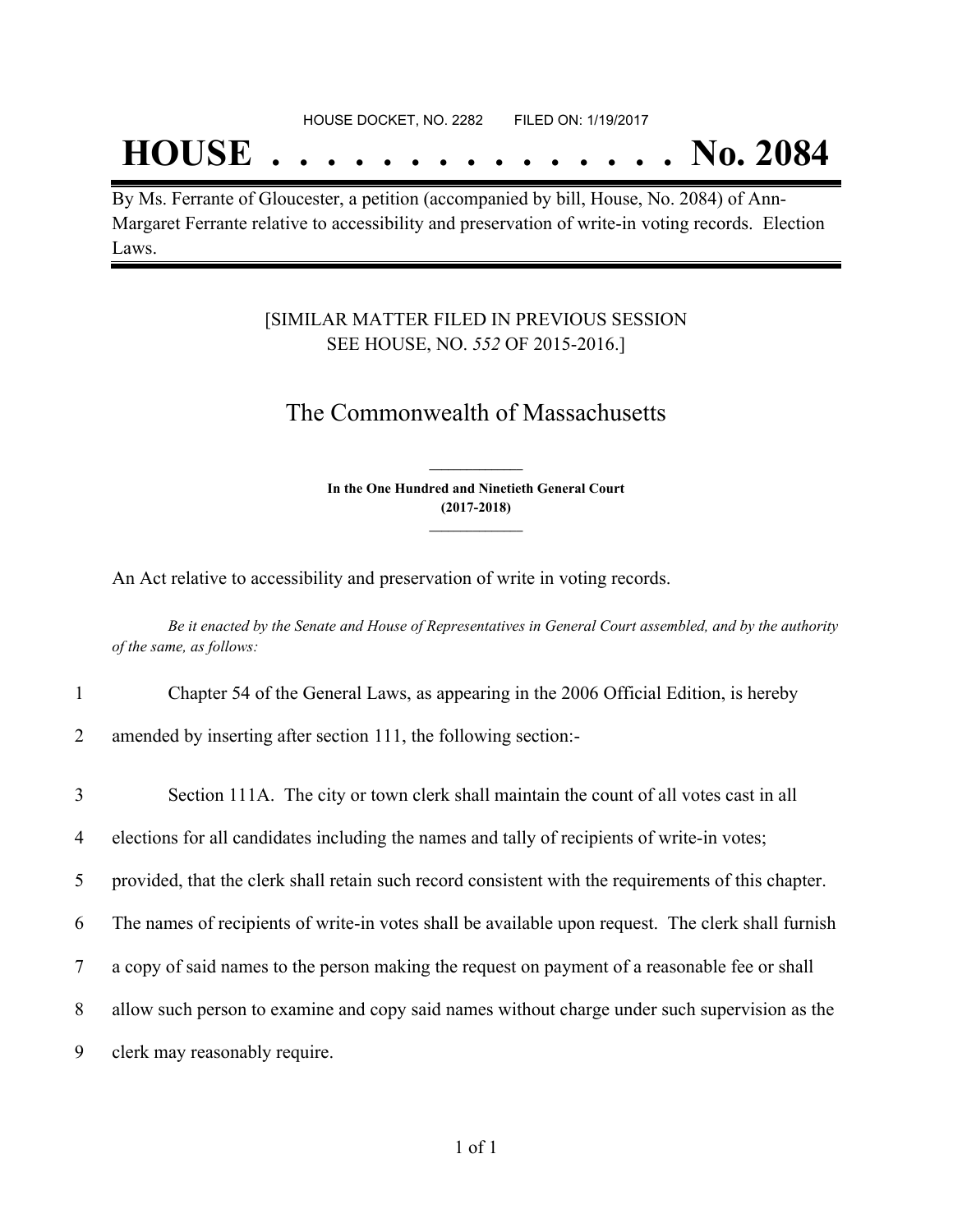HOUSE DOCKET, NO. 2282 FILED ON: 1/19/2017

# HOUSE . . . . . . . . . . . . . . . No. 2084

By Ms. Ferrante of Gloucester, a petition (accompanied by bill, House, No. 2084) of Ann-Margaret Ferrante relative to accessibility and preservation of write-in voting records. Election Laws.

[SIMILAR MATTER FILED IN PREVIOUS SESSION SEE HOUSE, NO. *552* OF 2015-2016.]

## The Commonwealth of Massachusetts

**In the One Hundred and Ninetieth General Court (2017-2018)**

An Act relative to accessibility and preservation of write in voting records.

*Be it enacted by the Senate and House of Representatives in General Court assembled, and by the authority of the same, as follows:*

1 Chapter 54 of the General Laws, as appearing in the 2006 Official Edition, is hereby
2 amended by inserting after section 111, the following section:-

3 Section 111A. The city or town clerk shall maintain the count of all votes cast in all
4 elections for all candidates including the names and tally of recipients of write-in votes;
5 provided, that the clerk shall retain such record consistent with the requirements of this chapter.
6 The names of recipients of write-in votes shall be available upon request. The clerk shall furnish
7 a copy of said names to the person making the request on payment of a reasonable fee or shall
8 allow such person to examine and copy said names without charge under such supervision as the
9 clerk may reasonably require.